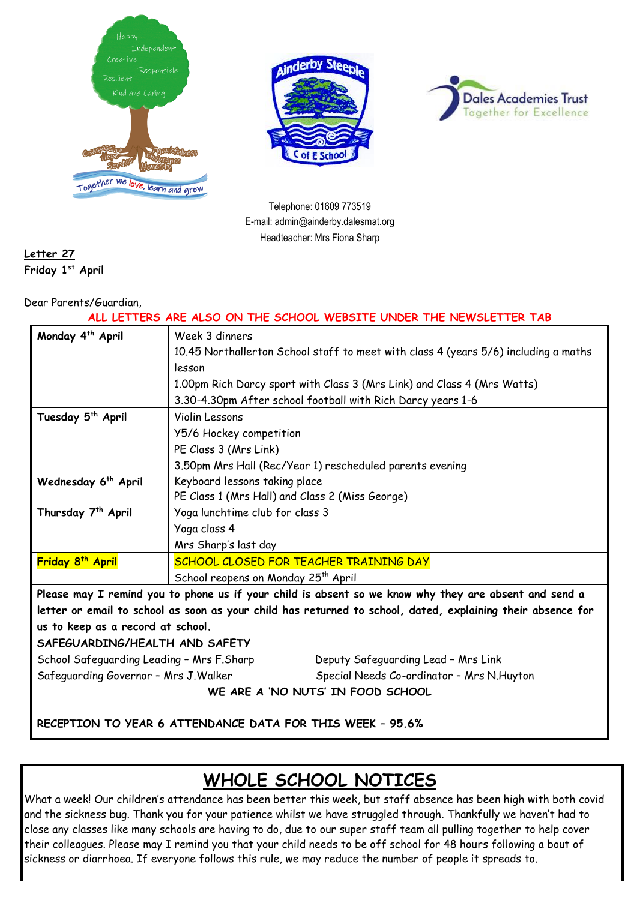Telephone: 01609 773519
E-mail: admin@ainderby.dalesmat.org
Headteacher: Mrs Fiona Sharp

**Letter 27**
**Friday 1st April**

Dear Parents/Guardian,

**ALL LETTERS ARE ALSO ON THE SCHOOL WEBSITE UNDER THE NEWSLETTER TAB**

| Day | Events |
|---|---|
| **Monday 4th April** | Week 3 dinners<br>10.45 Northallerton School staff to meet with class 4 (years 5/6) including a maths lesson<br>1.00pm Rich Darcy sport with Class 3 (Mrs Link) and Class 4 (Mrs Watts)<br>3.30-4.30pm After school football with Rich Darcy years 1-6 |
| **Tuesday 5th April** | Violin Lessons<br>Y5/6 Hockey competition<br>PE Class 3 (Mrs Link)<br>3.50pm Mrs Hall (Rec/Year 1) rescheduled parents evening |
| **Wednesday 6th April** | Keyboard lessons taking place<br>PE Class 1 (Mrs Hall) and Class 2 (Miss George) |
| **Thursday 7th April** | Yoga lunchtime club for class 3<br>Yoga class 4<br>Mrs Sharp's last day |
| **Friday 8th April** | SCHOOL CLOSED FOR TEACHER TRAINING DAY<br>School reopens on Monday 25th April |

**Please may I remind you to phone us if your child is absent so we know why they are absent and send a letter or email to school as soon as your child has returned to school, dated, explaining their absence for us to keep as a record at school.**

**SAFEGUARDING/HEALTH AND SAFETY**

School Safeguarding Leading – Mrs F.Sharp
Deputy Safeguarding Lead – Mrs Link
Safeguarding Governor – Mrs J.Walker
Special Needs Co-ordinator – Mrs N.Huyton

**WE ARE A 'NO NUTS' IN FOOD SCHOOL**

**RECEPTION TO YEAR 6 ATTENDANCE DATA FOR THIS WEEK – 95.6%**

# WHOLE SCHOOL NOTICES

What a week! Our children's attendance has been better this week, but staff absence has been high with both covid and the sickness bug. Thank you for your patience whilst we have struggled through. Thankfully we haven't had to close any classes like many schools are having to do, due to our super staff team all pulling together to help cover their colleagues. Please may I remind you that your child needs to be off school for 48 hours following a bout of sickness or diarrhoea. If everyone follows this rule, we may reduce the number of people it spreads to.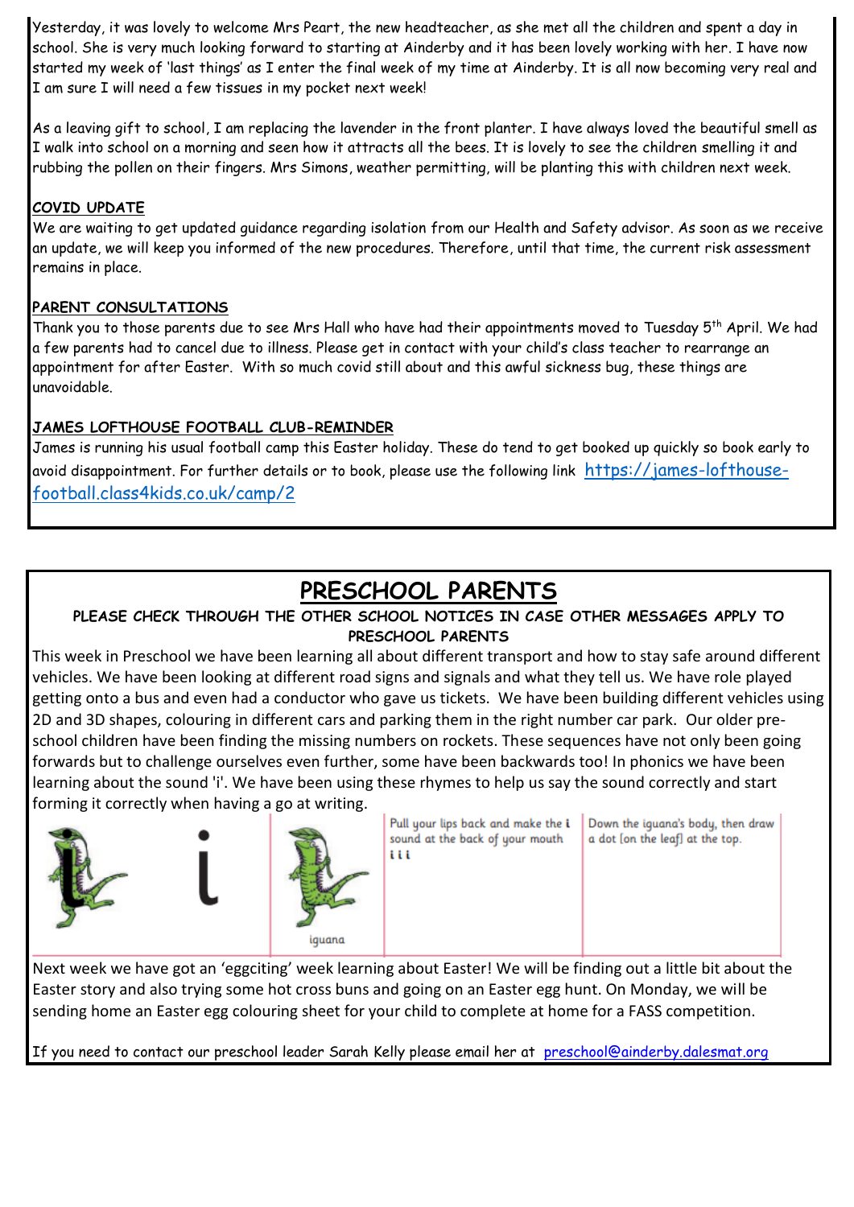Yesterday, it was lovely to welcome Mrs Peart, the new headteacher, as she met all the children and spent a day in school. She is very much looking forward to starting at Ainderby and it has been lovely working with her. I have now started my week of 'last things' as I enter the final week of my time at Ainderby. It is all now becoming very real and I am sure I will need a few tissues in my pocket next week!

As a leaving gift to school, I am replacing the lavender in the front planter. I have always loved the beautiful smell as I walk into school on a morning and seen how it attracts all the bees. It is lovely to see the children smelling it and rubbing the pollen on their fingers. Mrs Simons, weather permitting, will be planting this with children next week.

**COVID UPDATE**

We are waiting to get updated guidance regarding isolation from our Health and Safety advisor. As soon as we receive an update, we will keep you informed of the new procedures. Therefore, until that time, the current risk assessment remains in place.

**PARENT CONSULTATIONS**

Thank you to those parents due to see Mrs Hall who have had their appointments moved to Tuesday 5th April. We had a few parents had to cancel due to illness. Please get in contact with your child's class teacher to rearrange an appointment for after Easter. With so much covid still about and this awful sickness bug, these things are unavoidable.

**JAMES LOFTHOUSE FOOTBALL CLUB-REMINDER**

James is running his usual football camp this Easter holiday. These do tend to get booked up quickly so book early to avoid disappointment. For further details or to book, please use the following link https://james-lofthouse-football.class4kids.co.uk/camp/2

# PRESCHOOL PARENTS

**PLEASE CHECK THROUGH THE OTHER SCHOOL NOTICES IN CASE OTHER MESSAGES APPLY TO PRESCHOOL PARENTS**

This week in Preschool we have been learning all about different transport and how to stay safe around different vehicles. We have been looking at different road signs and signals and what they tell us. We have role played getting onto a bus and even had a conductor who gave us tickets. We have been building different vehicles using 2D and 3D shapes, colouring in different cars and parking them in the right number car park. Our older pre-school children have been finding the missing numbers on rockets. These sequences have not only been going forwards but to challenge ourselves even further, some have been backwards too! In phonics we have been learning about the sound 'i'. We have been using these rhymes to help us say the sound correctly and start forming it correctly when having a go at writing.

| i | iguana | Pull your lips back and make the i sound at the back of your mouth i i i | Down the iguana's body, then draw a dot [on the leaf] at the top. |
|---|---|---|---|

Next week we have got an 'eggciting' week learning about Easter! We will be finding out a little bit about the Easter story and also trying some hot cross buns and going on an Easter egg hunt. On Monday, we will be sending home an Easter egg colouring sheet for your child to complete at home for a FASS competition.

If you need to contact our preschool leader Sarah Kelly please email her at preschool@ainderby.dalesmat.org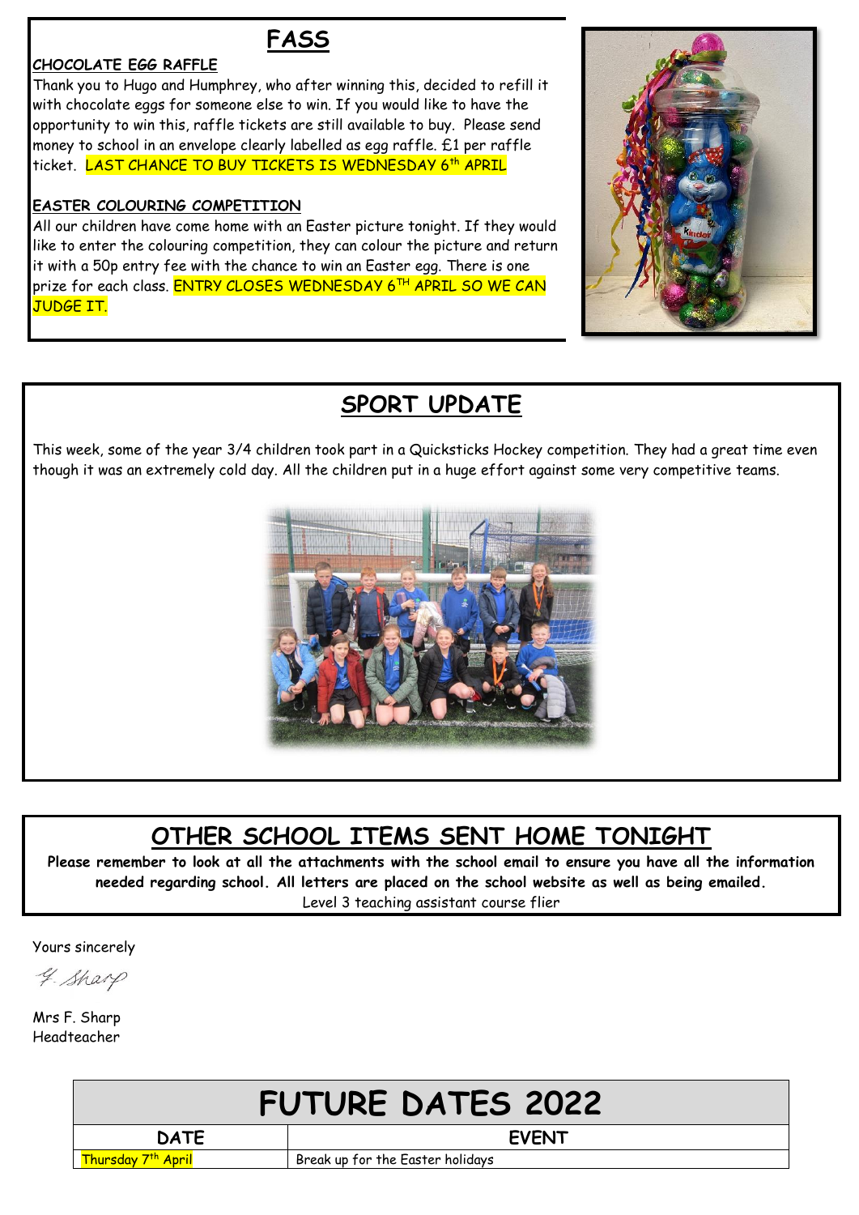# FASS

**CHOCOLATE EGG RAFFLE**

Thank you to Hugo and Humphrey, who after winning this, decided to refill it with chocolate eggs for someone else to win. If you would like to have the opportunity to win this, raffle tickets are still available to buy. Please send money to school in an envelope clearly labelled as egg raffle. £1 per raffle ticket. LAST CHANCE TO BUY TICKETS IS WEDNESDAY 6th APRIL

**EASTER COLOURING COMPETITION**

All our children have come home with an Easter picture tonight. If they would like to enter the colouring competition, they can colour the picture and return it with a 50p entry fee with the chance to win an Easter egg. There is one prize for each class. ENTRY CLOSES WEDNESDAY 6TH APRIL SO WE CAN JUDGE IT.

# SPORT UPDATE

This week, some of the year 3/4 children took part in a Quicksticks Hockey competition. They had a great time even though it was an extremely cold day. All the children put in a huge effort against some very competitive teams.

# OTHER SCHOOL ITEMS SENT HOME TONIGHT

**Please remember to look at all the attachments with the school email to ensure you have all the information needed regarding school. All letters are placed on the school website as well as being emailed.**

Level 3 teaching assistant course flier

Yours sincerely

F. Sharp

Mrs F. Sharp
Headteacher

# FUTURE DATES 2022

| DATE | EVENT |
|---|---|
| Thursday 7th April | Break up for the Easter holidays |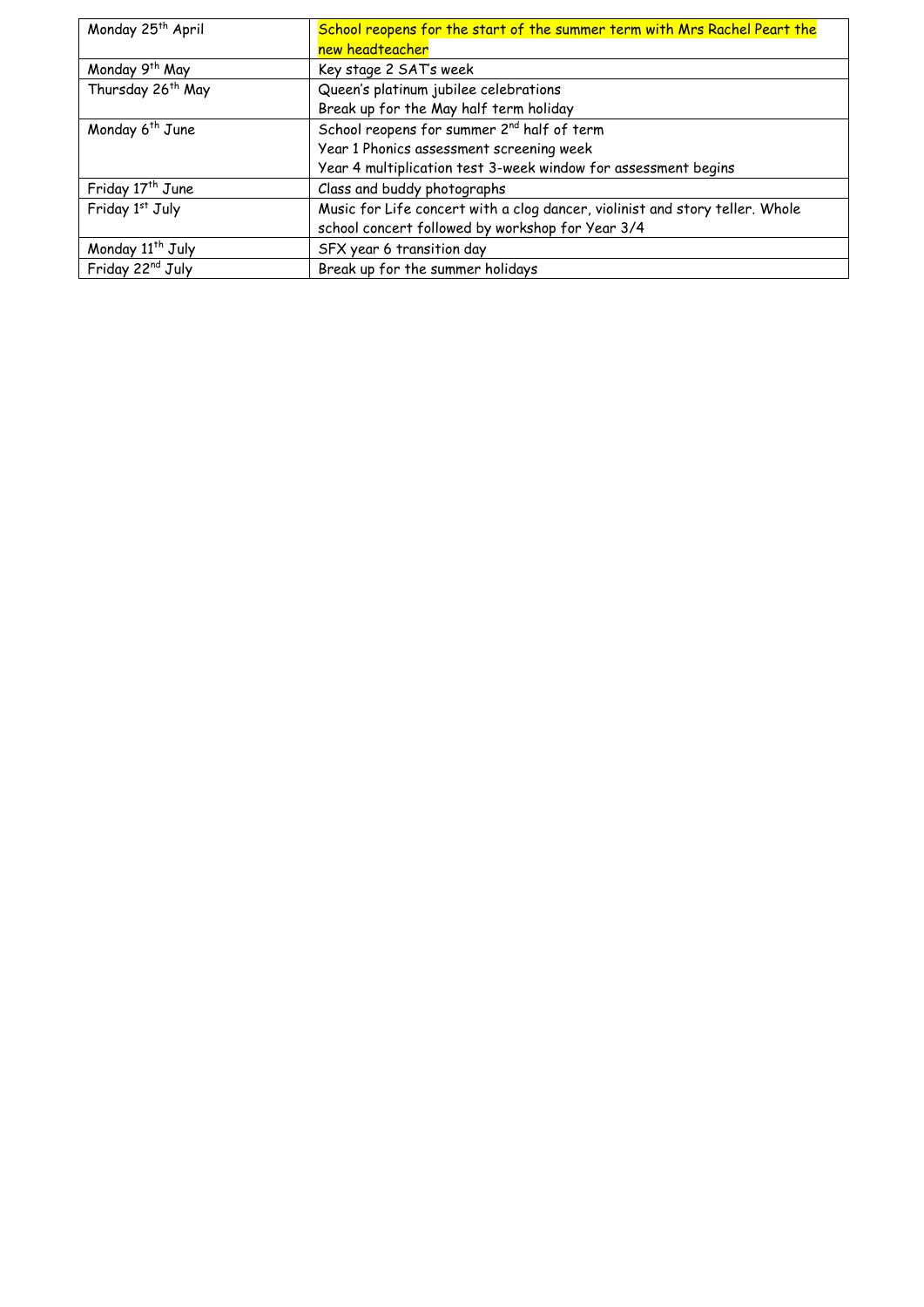| | |
|---|---|
| Monday 25th April | School reopens for the start of the summer term with Mrs Rachel Peart the new headteacher |
| Monday 9th May | Key stage 2 SAT's week |
| Thursday 26th May | Queen's platinum jubilee celebrations<br>Break up for the May half term holiday |
| Monday 6th June | School reopens for summer 2nd half of term<br>Year 1 Phonics assessment screening week<br>Year 4 multiplication test 3-week window for assessment begins |
| Friday 17th June | Class and buddy photographs |
| Friday 1st July | Music for Life concert with a clog dancer, violinist and story teller. Whole school concert followed by workshop for Year 3/4 |
| Monday 11th July | SFX year 6 transition day |
| Friday 22nd July | Break up for the summer holidays |